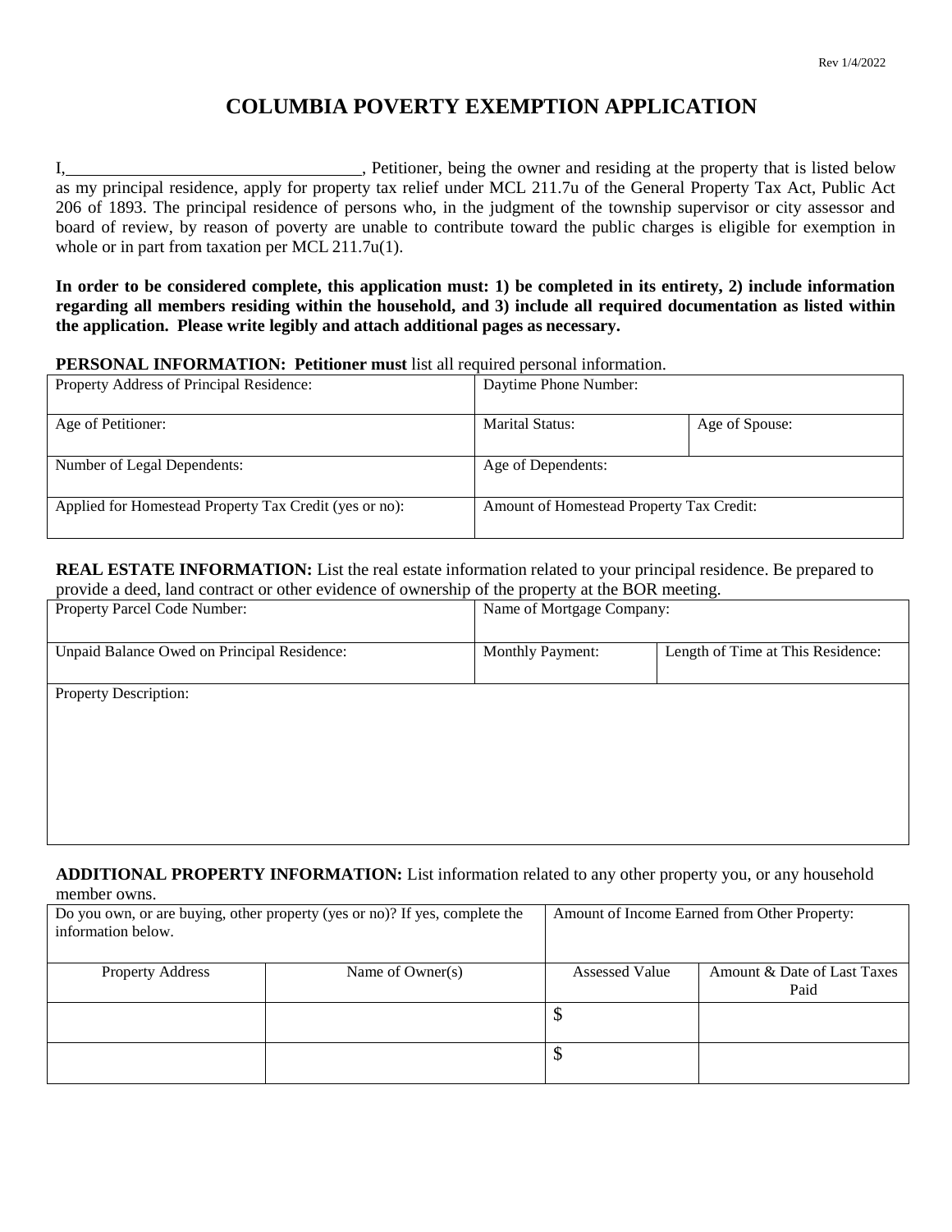Rev 1/4/2022

# COLUMBIA POVERTY EXEMPTION APPLICATION

I,\_\_\_\_\_\_\_\_\_\_\_\_\_\_\_\_\_\_\_\_\_\_\_\_\_\_\_\_\_\_\_\_\_\_, Petitioner, being the owner and residing at the property that is listed below as my principal residence, apply for property tax relief under MCL 211.7u of the General Property Tax Act, Public Act 206 of 1893. The principal residence of persons who, in the judgment of the township supervisor or city assessor and board of review, by reason of poverty are unable to contribute toward the public charges is eligible for exemption in whole or in part from taxation per MCL 211.7u(1).

**In order to be considered complete, this application must: 1) be completed in its entirety, 2) include information regarding all members residing within the household, and 3) include all required documentation as listed within the application. Please write legibly and attach additional pages as necessary.**

**PERSONAL INFORMATION: Petitioner must** list all required personal information.

| Property Address of Principal Residence: | Daytime Phone Number: | |
|---|---|---|
| Age of Petitioner: | Marital Status: | Age of Spouse: |
| Number of Legal Dependents: | Age of Dependents: | |
| Applied for Homestead Property Tax Credit (yes or no): | Amount of Homestead Property Tax Credit: | |

**REAL ESTATE INFORMATION:** List the real estate information related to your principal residence. Be prepared to provide a deed, land contract or other evidence of ownership of the property at the BOR meeting.

| Property Parcel Code Number: | Name of Mortgage Company: | |
|---|---|---|
| Unpaid Balance Owed on Principal Residence: | Monthly Payment: | Length of Time at This Residence: |
| Property Description: | | |

**ADDITIONAL PROPERTY INFORMATION:** List information related to any other property you, or any household member owns.

| Do you own, or are buying, other property (yes or no)? If yes, complete the information below. | | Amount of Income Earned from Other Property: | |
|---|---|---|---|
| Property Address | Name of Owner(s) | Assessed Value | Amount & Date of Last Taxes Paid |
| | | $ | |
| | | $ | |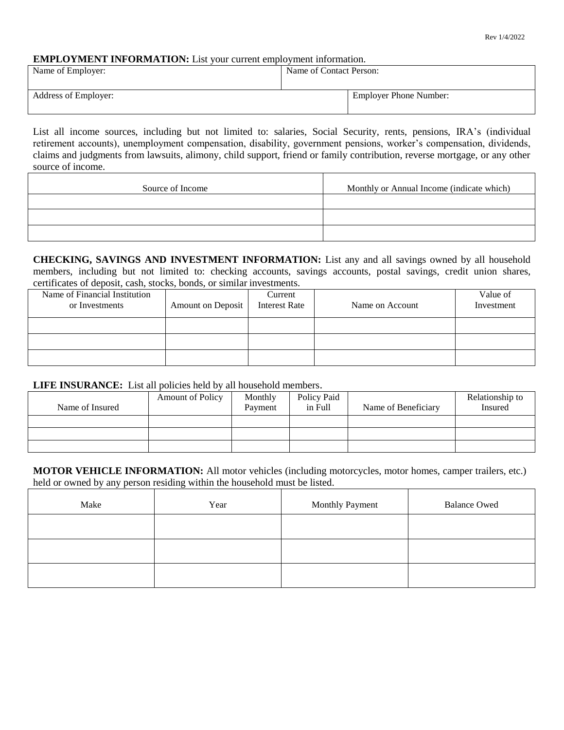**EMPLOYMENT INFORMATION:** List your current employment information.

| Name of Employer: | Name of Contact Person: | |
|---|---|---|
| **Address of Employer:** | | **Employer Phone Number:** |

List all income sources, including but not limited to: salaries, Social Security, rents, pensions, IRA's (individual retirement accounts), unemployment compensation, disability, government pensions, worker's compensation, dividends, claims and judgments from lawsuits, alimony, child support, friend or family contribution, reverse mortgage, or any other source of income.

| Source of Income | Monthly or Annual Income (indicate which) |
|---|---|
| | |
| | |
| | |

**CHECKING, SAVINGS AND INVESTMENT INFORMATION:** List any and all savings owned by all household members, including but not limited to: checking accounts, savings accounts, postal savings, credit union shares, certificates of deposit, cash, stocks, bonds, or similar investments.

| Name of Financial Institution or Investments | Amount on Deposit | Current Interest Rate | Name on Account | Value of Investment |
|---|---|---|---|---|
| | | | | |
| | | | | |
| | | | | |

**LIFE INSURANCE:** List all policies held by all household members.

| Name of Insured | Amount of Policy | Monthly Payment | Policy Paid in Full | Name of Beneficiary | Relationship to Insured |
|---|---|---|---|---|---|
| | | | | | |
| | | | | | |
| | | | | | |

**MOTOR VEHICLE INFORMATION:** All motor vehicles (including motorcycles, motor homes, camper trailers, etc.) held or owned by any person residing within the household must be listed.

| Make | Year | Monthly Payment | Balance Owed |
|---|---|---|---|
| | | | |
| | | | |
| | | | |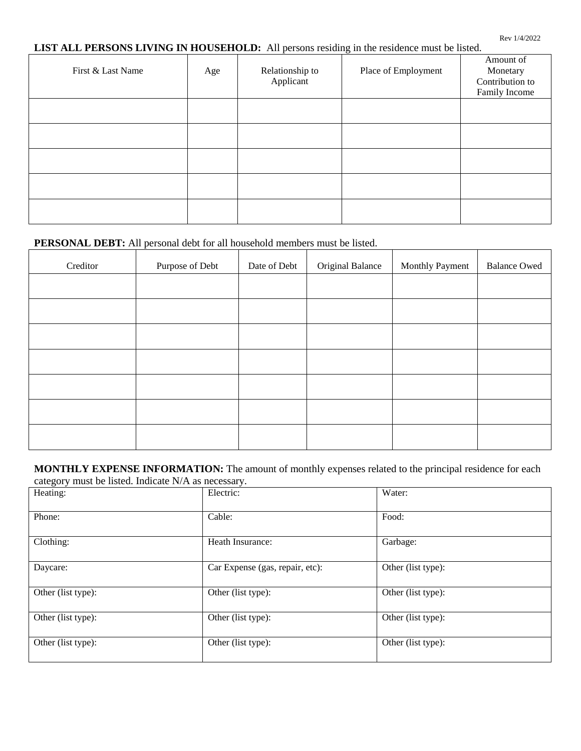**LIST ALL PERSONS LIVING IN HOUSEHOLD:** All persons residing in the residence must be listed.

| First & Last Name | Age | Relationship to Applicant | Place of Employment | Amount of Monetary Contribution to Family Income |
|---|---|---|---|---|
| | | | | |
| | | | | |
| | | | | |
| | | | | |
| | | | | |

**PERSONAL DEBT:** All personal debt for all household members must be listed.

| Creditor | Purpose of Debt | Date of Debt | Original Balance | Monthly Payment | Balance Owed |
|---|---|---|---|---|---|
| | | | | | |
| | | | | | |
| | | | | | |
| | | | | | |
| | | | | | |
| | | | | | |
| | | | | | |

**MONTHLY EXPENSE INFORMATION:** The amount of monthly expenses related to the principal residence for each category must be listed. Indicate N/A as necessary.

| | | |
|---|---|---|
| Heating: | Electric: | Water: |
| Phone: | Cable: | Food: |
| Clothing: | Heath Insurance: | Garbage: |
| Daycare: | Car Expense (gas, repair, etc): | Other (list type): |
| Other (list type): | Other (list type): | Other (list type): |
| Other (list type): | Other (list type): | Other (list type): |
| Other (list type): | Other (list type): | Other (list type): |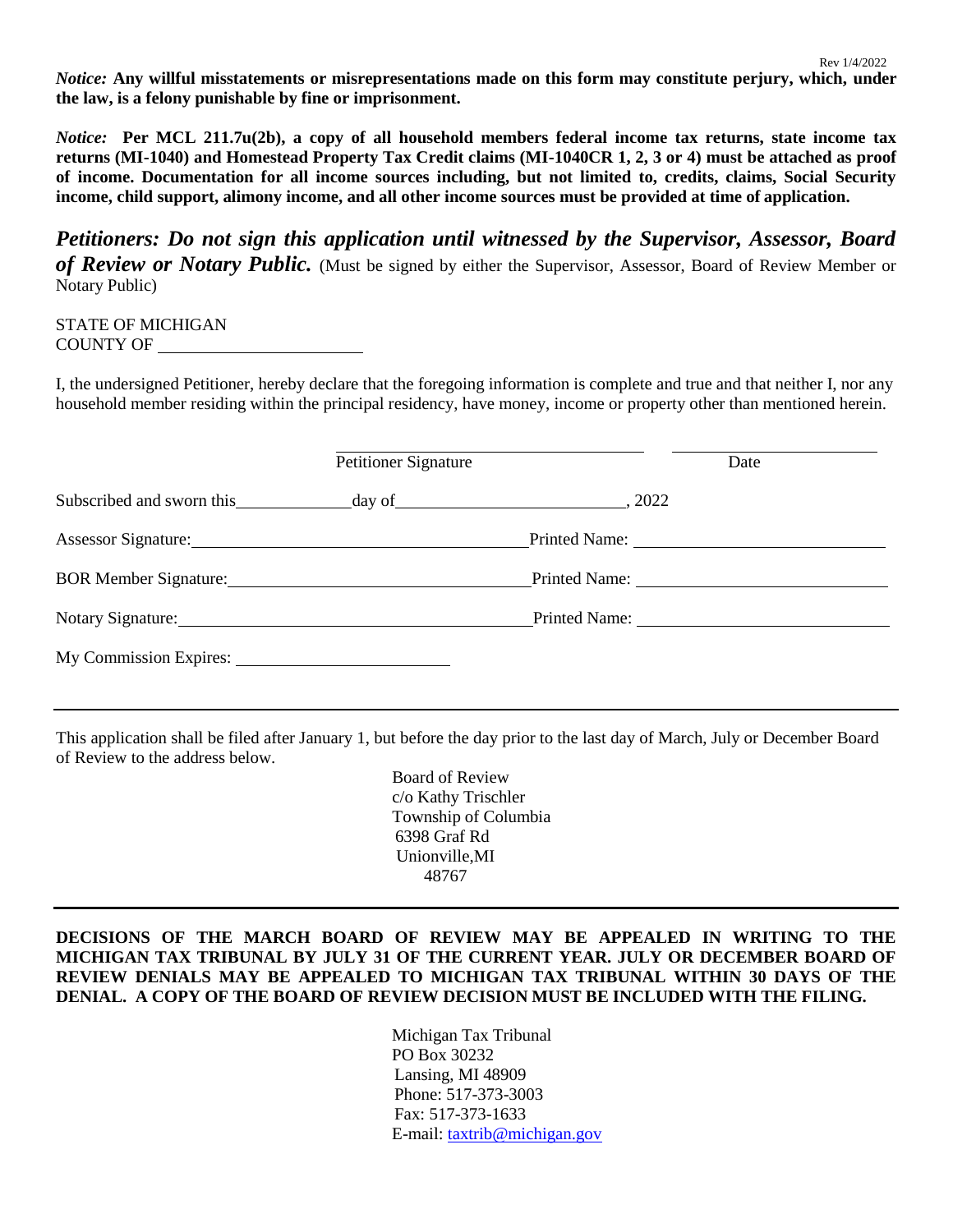*Notice:* **Any willful misstatements or misrepresentations made on this form may constitute perjury, which, under the law, is a felony punishable by fine or imprisonment.**

*Notice:* **Per MCL 211.7u(2b), a copy of all household members federal income tax returns, state income tax returns (MI-1040) and Homestead Property Tax Credit claims (MI-1040CR 1, 2, 3 or 4) must be attached as proof of income. Documentation for all income sources including, but not limited to, credits, claims, Social Security income, child support, alimony income, and all other income sources must be provided at time of application.**

***Petitioners: Do not sign this application until witnessed by the Supervisor, Assessor, Board of Review or Notary Public.*** (Must be signed by either the Supervisor, Assessor, Board of Review Member or Notary Public)

STATE OF MICHIGAN
COUNTY OF ______________________

I, the undersigned Petitioner, hereby declare that the foregoing information is complete and true and that neither I, nor any household member residing within the principal residency, have money, income or property other than mentioned herein.

______________________________ Petitioner Signature ______________________ Date

Subscribed and sworn this____________day of_________________________, 2022

Assessor Signature:_____________________________________ Printed Name: ___________________________

BOR Member Signature:_________________________________ Printed Name: ___________________________

Notary Signature:_______________________________________ Printed Name: ___________________________

My Commission Expires: ______________________

---

This application shall be filed after January 1, but before the day prior to the last day of March, July or December Board of Review to the address below.

Board of Review
c/o Kathy Trischler
Township of Columbia
6398 Graf Rd
Unionville,MI
48767

---

**DECISIONS OF THE MARCH BOARD OF REVIEW MAY BE APPEALED IN WRITING TO THE MICHIGAN TAX TRIBUNAL BY JULY 31 OF THE CURRENT YEAR. JULY OR DECEMBER BOARD OF REVIEW DENIALS MAY BE APPEALED TO MICHIGAN TAX TRIBUNAL WITHIN 30 DAYS OF THE DENIAL. A COPY OF THE BOARD OF REVIEW DECISION MUST BE INCLUDED WITH THE FILING.**

Michigan Tax Tribunal
PO Box 30232
Lansing, MI 48909
Phone: 517-373-3003
Fax: 517-373-1633
E-mail: taxtrib@michigan.gov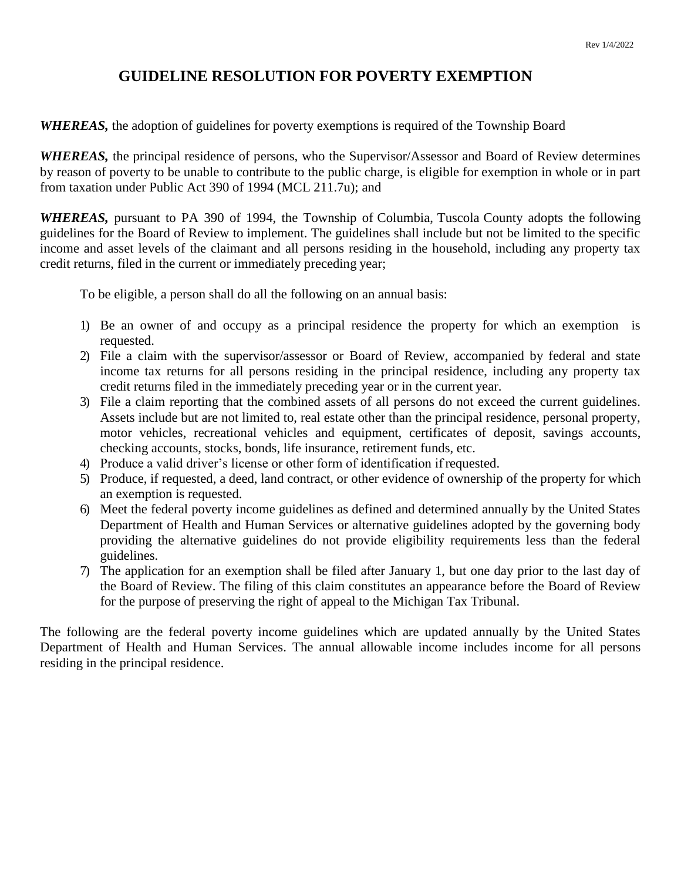# GUIDELINE RESOLUTION FOR POVERTY EXEMPTION

***WHEREAS,*** the adoption of guidelines for poverty exemptions is required of the Township Board

***WHEREAS,*** the principal residence of persons, who the Supervisor/Assessor and Board of Review determines by reason of poverty to be unable to contribute to the public charge, is eligible for exemption in whole or in part from taxation under Public Act 390 of 1994 (MCL 211.7u); and

***WHEREAS,*** pursuant to PA 390 of 1994, the Township of Columbia, Tuscola County adopts the following guidelines for the Board of Review to implement. The guidelines shall include but not be limited to the specific income and asset levels of the claimant and all persons residing in the household, including any property tax credit returns, filed in the current or immediately preceding year;

To be eligible, a person shall do all the following on an annual basis:

1) Be an owner of and occupy as a principal residence the property for which an exemption is requested.
2) File a claim with the supervisor/assessor or Board of Review, accompanied by federal and state income tax returns for all persons residing in the principal residence, including any property tax credit returns filed in the immediately preceding year or in the current year.
3) File a claim reporting that the combined assets of all persons do not exceed the current guidelines. Assets include but are not limited to, real estate other than the principal residence, personal property, motor vehicles, recreational vehicles and equipment, certificates of deposit, savings accounts, checking accounts, stocks, bonds, life insurance, retirement funds, etc.
4) Produce a valid driver's license or other form of identification if requested.
5) Produce, if requested, a deed, land contract, or other evidence of ownership of the property for which an exemption is requested.
6) Meet the federal poverty income guidelines as defined and determined annually by the United States Department of Health and Human Services or alternative guidelines adopted by the governing body providing the alternative guidelines do not provide eligibility requirements less than the federal guidelines.
7) The application for an exemption shall be filed after January 1, but one day prior to the last day of the Board of Review. The filing of this claim constitutes an appearance before the Board of Review for the purpose of preserving the right of appeal to the Michigan Tax Tribunal.

The following are the federal poverty income guidelines which are updated annually by the United States Department of Health and Human Services. The annual allowable income includes income for all persons residing in the principal residence.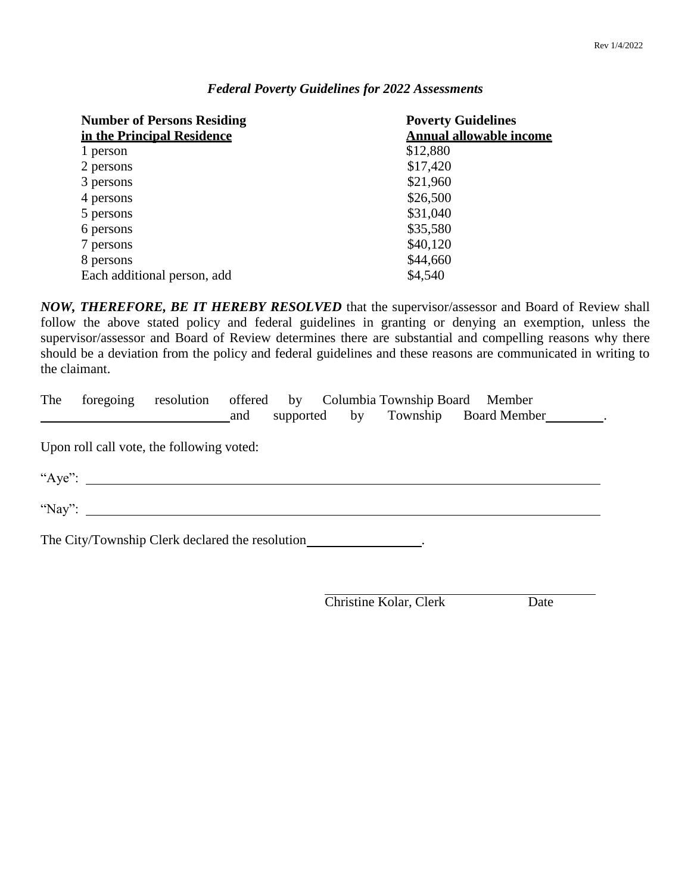*Federal Poverty Guidelines for 2022 Assessments*

| Number of Persons Residing in the Principal Residence | Poverty Guidelines Annual allowable income |
|---|---|
| 1 person | $12,880 |
| 2 persons | $17,420 |
| 3 persons | $21,960 |
| 4 persons | $26,500 |
| 5 persons | $31,040 |
| 6 persons | $35,580 |
| 7 persons | $40,120 |
| 8 persons | $44,660 |
| Each additional person, add | $4,540 |

***NOW, THEREFORE, BE IT HEREBY RESOLVED*** that the supervisor/assessor and Board of Review shall follow the above stated policy and federal guidelines in granting or denying an exemption, unless the supervisor/assessor and Board of Review determines there are substantial and compelling reasons why there should be a deviation from the policy and federal guidelines and these reasons are communicated in writing to the claimant.

The foregoing resolution offered by Columbia Township Board Member ______________________________ and supported by Township Board Member _________.

Upon roll call vote, the following voted:

"Aye": ____________________________________________________________

"Nay": ____________________________________________________________

The City/Township Clerk declared the resolution_________________.

_______________________________________

Christine Kolar, Clerk Date